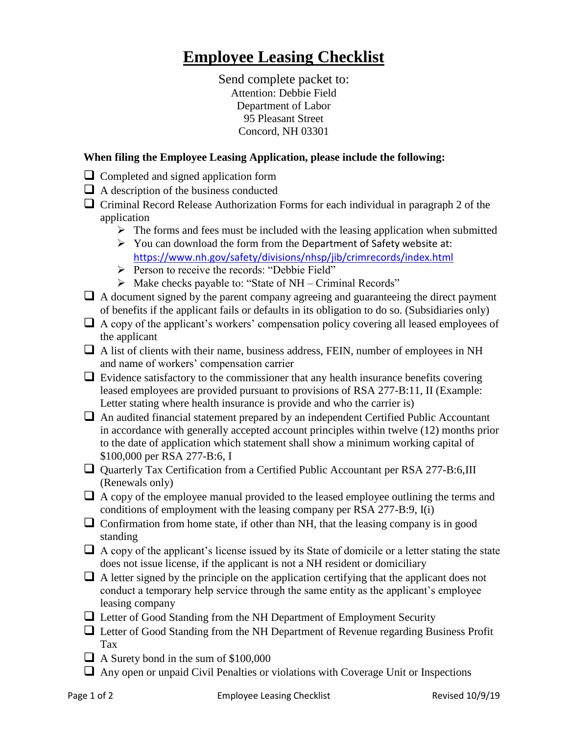# Employee Leasing Checklist

Send complete packet to:
Attention: Debbie Field
Department of Labor
95 Pleasant Street
Concord, NH 03301

**When filing the Employee Leasing Application, please include the following:**

- ☐ Completed and signed application form
- ☐ A description of the business conducted
- ☐ Criminal Record Release Authorization Forms for each individual in paragraph 2 of the application
  - ➢ The forms and fees must be included with the leasing application when submitted
  - ➢ You can download the form from the Department of Safety website at: https://www.nh.gov/safety/divisions/nhsp/jib/crimrecords/index.html
  - ➢ Person to receive the records: "Debbie Field"
  - ➢ Make checks payable to: "State of NH – Criminal Records"
- ☐ A document signed by the parent company agreeing and guaranteeing the direct payment of benefits if the applicant fails or defaults in its obligation to do so. (Subsidiaries only)
- ☐ A copy of the applicant's workers' compensation policy covering all leased employees of the applicant
- ☐ A list of clients with their name, business address, FEIN, number of employees in NH and name of workers' compensation carrier
- ☐ Evidence satisfactory to the commissioner that any health insurance benefits covering leased employees are provided pursuant to provisions of RSA 277-B:11, II (Example: Letter stating where health insurance is provide and who the carrier is)
- ☐ An audited financial statement prepared by an independent Certified Public Accountant in accordance with generally accepted account principles within twelve (12) months prior to the date of application which statement shall show a minimum working capital of $100,000 per RSA 277-B:6, I
- ☐ Quarterly Tax Certification from a Certified Public Accountant per RSA 277-B:6,III (Renewals only)
- ☐ A copy of the employee manual provided to the leased employee outlining the terms and conditions of employment with the leasing company per RSA 277-B:9, I(i)
- ☐ Confirmation from home state, if other than NH, that the leasing company is in good standing
- ☐ A copy of the applicant's license issued by its State of domicile or a letter stating the state does not issue license, if the applicant is not a NH resident or domiciliary
- ☐ A letter signed by the principle on the application certifying that the applicant does not conduct a temporary help service through the same entity as the applicant's employee leasing company
- ☐ Letter of Good Standing from the NH Department of Employment Security
- ☐ Letter of Good Standing from the NH Department of Revenue regarding Business Profit Tax
- ☐ A Surety bond in the sum of $100,000
- ☐ Any open or unpaid Civil Penalties or violations with Coverage Unit or Inspections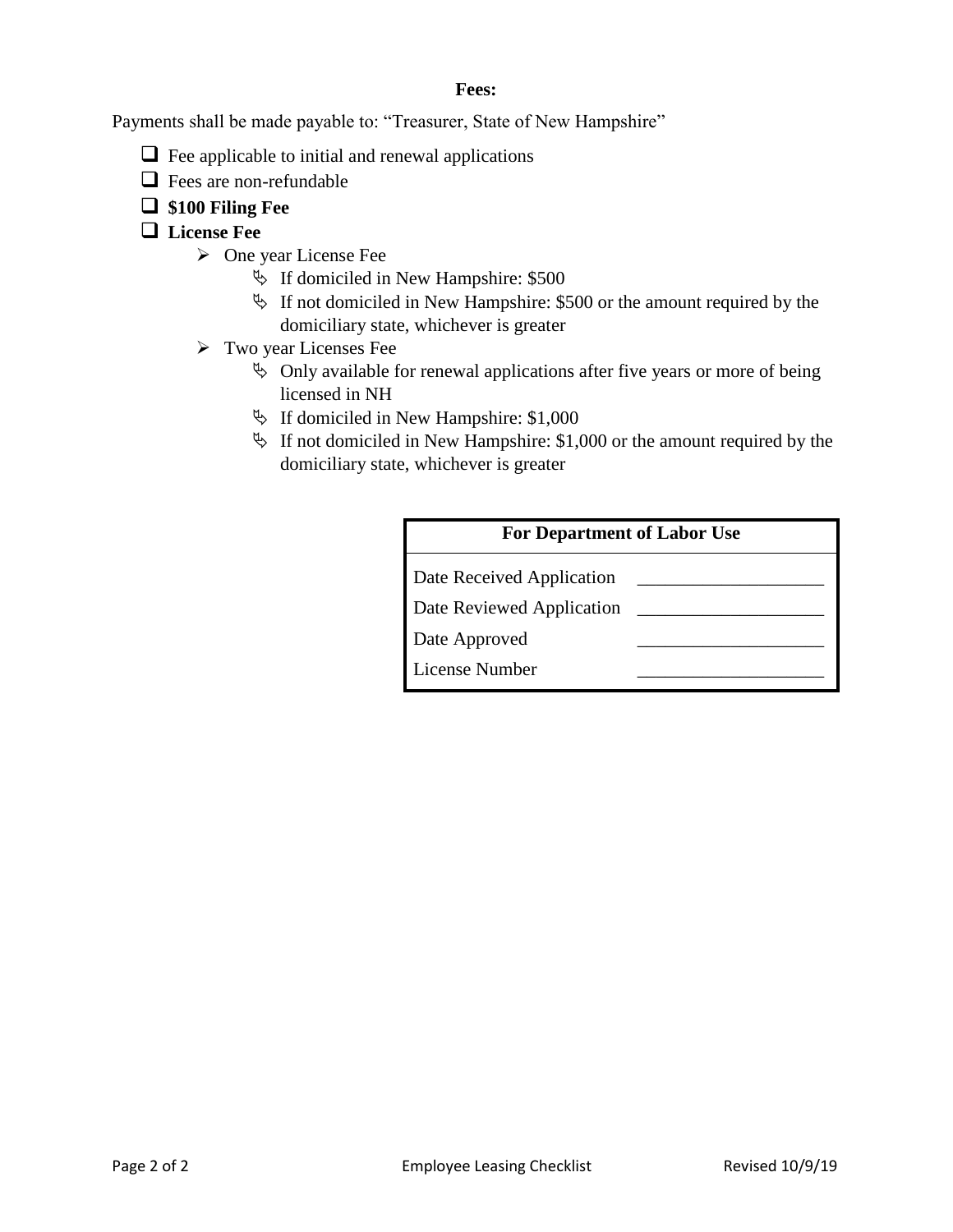**Fees:**

Payments shall be made payable to: "Treasurer, State of New Hampshire"

- Fee applicable to initial and renewal applications
- Fees are non-refundable
- **$100 Filing Fee**
- **License Fee**
  - One year License Fee
    - If domiciled in New Hampshire: $500
    - If not domiciled in New Hampshire: $500 or the amount required by the domiciliary state, whichever is greater
  - Two year Licenses Fee
    - Only available for renewal applications after five years or more of being licensed in NH
    - If domiciled in New Hampshire: $1,000
    - If not domiciled in New Hampshire: $1,000 or the amount required by the domiciliary state, whichever is greater

| For Department of Labor Use | |
|---|---|
| Date Received Application | ____________________ |
| Date Reviewed Application | ____________________ |
| Date Approved | ____________________ |
| License Number | ____________________ |